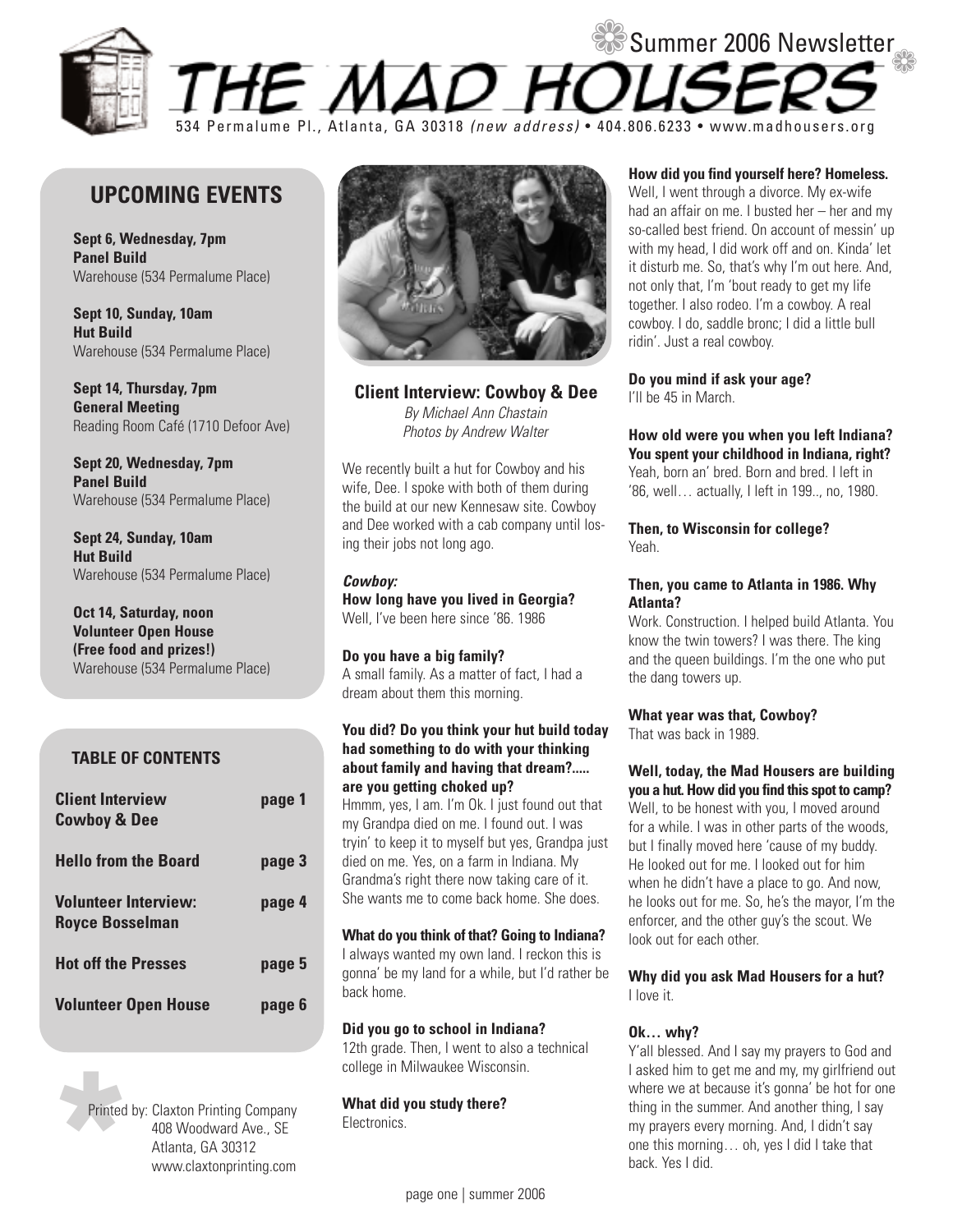# THE MAD HOUSERS

Summer 2006 Newsletter

534 Permalume Pl., Atlanta, GA 30318 *(new address)* • 404.806.6233 • www.madhousers.org

## UPCOMING EVENTS

**Sept 6, Wednesday, 7pm**
**Panel Build**
Warehouse (534 Permalume Place)

**Sept 10, Sunday, 10am**
**Hut Build**
Warehouse (534 Permalume Place)

**Sept 14, Thursday, 7pm**
**General Meeting**
Reading Room Café (1710 Defoor Ave)

**Sept 20, Wednesday, 7pm**
**Panel Build**
Warehouse (534 Permalume Place)

**Sept 24, Sunday, 10am**
**Hut Build**
Warehouse (534 Permalume Place)

**Oct 14, Saturday, noon**
**Volunteer Open House**
**(Free food and prizes!)**
Warehouse (534 Permalume Place)

## TABLE OF CONTENTS

| | |
|---|---|
| **Client Interview Cowboy & Dee** | **page 1** |
| **Hello from the Board** | **page 3** |
| **Volunteer Interview: Royce Bosselman** | **page 4** |
| **Hot off the Presses** | **page 5** |
| **Volunteer Open House** | **page 6** |

Printed by: Claxton Printing Company
408 Woodward Ave., SE
Atlanta, GA 30312
www.claxtonprinting.com

## Client Interview: Cowboy & Dee

*By Michael Ann Chastain*
*Photos by Andrew Walter*

We recently built a hut for Cowboy and his wife, Dee. I spoke with both of them during the build at our new Kennesaw site. Cowboy and Dee worked with a cab company until losing their jobs not long ago.

***Cowboy:***

**How long have you lived in Georgia?**
Well, I've been here since '86. 1986

**Do you have a big family?**
A small family. As a matter of fact, I had a dream about them this morning.

**You did? Do you think your hut build today had something to do with your thinking about family and having that dream?..... are you getting choked up?**
Hmmm, yes, I am. I'm Ok. I just found out that my Grandpa died on me. I found out. I was tryin' to keep it to myself but yes, Grandpa just died on me. Yes, on a farm in Indiana. My Grandma's right there now taking care of it. She wants me to come back home. She does.

**What do you think of that? Going to Indiana?**
I always wanted my own land. I reckon this is gonna' be my land for a while, but I'd rather be back home.

**Did you go to school in Indiana?**
12th grade. Then, I went to also a technical college in Milwaukee Wisconsin.

**What did you study there?**
Electronics.

**How did you find yourself here? Homeless.**
Well, I went through a divorce. My ex-wife had an affair on me. I busted her – her and my so-called best friend. On account of messin' up with my head, I did work off and on. Kinda' let it disturb me. So, that's why I'm out here. And, not only that, I'm 'bout ready to get my life together. I also rodeo. I'm a cowboy. A real cowboy. I do, saddle bronc; I did a little bull ridin'. Just a real cowboy.

**Do you mind if ask your age?**
I'll be 45 in March.

**How old were you when you left Indiana? You spent your childhood in Indiana, right?**
Yeah, born an' bred. Born and bred. I left in '86, well… actually, I left in 199.., no, 1980.

**Then, to Wisconsin for college?**
Yeah.

**Then, you came to Atlanta in 1986. Why Atlanta?**
Work. Construction. I helped build Atlanta. You know the twin towers? I was there. The king and the queen buildings. I'm the one who put the dang towers up.

**What year was that, Cowboy?**
That was back in 1989.

**Well, today, the Mad Housers are building you a hut. How did you find this spot to camp?**
Well, to be honest with you, I moved around for a while. I was in other parts of the woods, but I finally moved here 'cause of my buddy. He looked out for me. I looked out for him when he didn't have a place to go. And now, he looks out for me. So, he's the mayor, I'm the enforcer, and the other guy's the scout. We look out for each other.

**Why did you ask Mad Housers for a hut?**
I love it.

**Ok… why?**
Y'all blessed. And I say my prayers to God and I asked him to get me and my, my girlfriend out where we at because it's gonna' be hot for one thing in the summer. And another thing, I say my prayers every morning. And, I didn't say one this morning… oh, yes I did I take that back. Yes I did.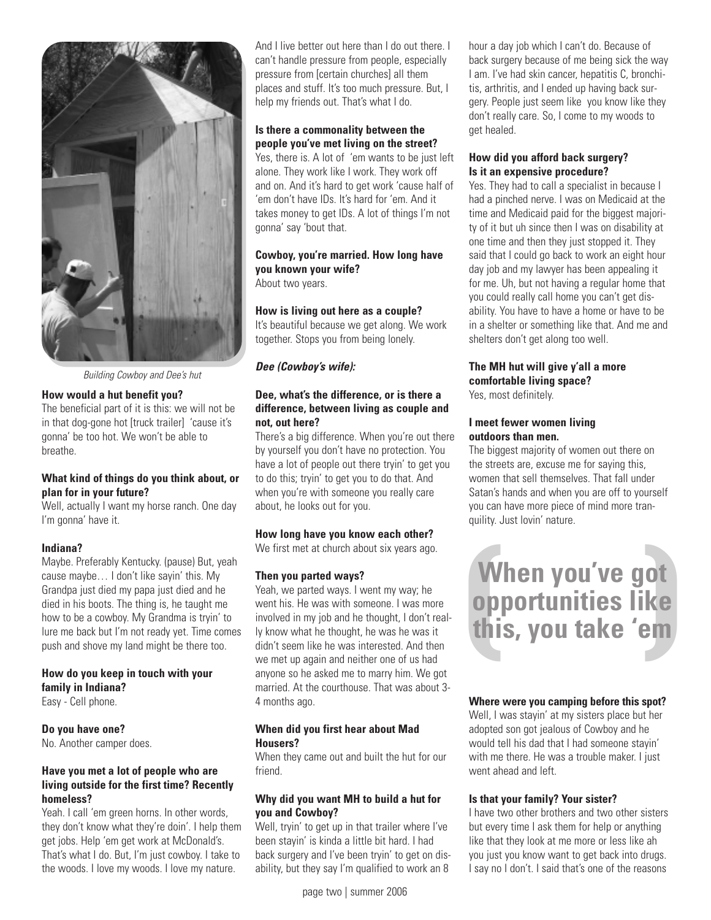*Building Cowboy and Dee's hut*

**How would a hut benefit you?**
The beneficial part of it is this: we will not be in that dog-gone hot [truck trailer] 'cause it's gonna' be too hot. We won't be able to breathe.

**What kind of things do you think about, or plan for in your future?**
Well, actually I want my horse ranch. One day I'm gonna' have it.

**Indiana?**
Maybe. Preferably Kentucky. (pause) But, yeah cause maybe… I don't like sayin' this. My Grandpa just died my papa just died and he died in his boots. The thing is, he taught me how to be a cowboy. My Grandma is tryin' to lure me back but I'm not ready yet. Time comes push and shove my land might be there too.

**How do you keep in touch with your family in Indiana?**
Easy - Cell phone.

**Do you have one?**
No. Another camper does.

**Have you met a lot of people who are living outside for the first time? Recently homeless?**
Yeah. I call 'em green horns. In other words, they don't know what they're doin'. I help them get jobs. Help 'em get work at McDonald's. That's what I do. But, I'm just cowboy. I take to the woods. I love my woods. I love my nature. And I live better out here than I do out there. I can't handle pressure from people, especially pressure from [certain churches] all them places and stuff. It's too much pressure. But, I help my friends out. That's what I do.

**Is there a commonality between the people you've met living on the street?**
Yes, there is. A lot of 'em wants to be just left alone. They work like I work. They work off and on. And it's hard to get work 'cause half of 'em don't have IDs. It's hard for 'em. And it takes money to get IDs. A lot of things I'm not gonna' say 'bout that.

**Cowboy, you're married. How long have you known your wife?**
About two years.

**How is living out here as a couple?**
It's beautiful because we get along. We work together. Stops you from being lonely.

***Dee (Cowboy's wife):***

**Dee, what's the difference, or is there a difference, between living as couple and not, out here?**
There's a big difference. When you're out there by yourself you don't have no protection. You have a lot of people out there tryin' to get you to do this; tryin' to get you to do that. And when you're with someone you really care about, he looks out for you.

**How long have you know each other?**
We first met at church about six years ago.

**Then you parted ways?**
Yeah, we parted ways. I went my way; he went his. He was with someone. I was more involved in my job and he thought, I don't really know what he thought, he was he was it didn't seem like he was interested. And then we met up again and neither one of us had anyone so he asked me to marry him. We got married. At the courthouse. That was about 3-4 months ago.

**When did you first hear about Mad Housers?**
When they came out and built the hut for our friend.

**Why did you want MH to build a hut for you and Cowboy?**
Well, tryin' to get up in that trailer where I've been stayin' is kinda a little bit hard. I had back surgery and I've been tryin' to get on disability, but they say I'm qualified to work an 8 hour a day job which I can't do. Because of back surgery because of me being sick the way I am. I've had skin cancer, hepatitis C, bronchitis, arthritis, and I ended up having back surgery. People just seem like you know like they don't really care. So, I come to my woods to get healed.

**How did you afford back surgery? Is it an expensive procedure?**
Yes. They had to call a specialist in because I had a pinched nerve. I was on Medicaid at the time and Medicaid paid for the biggest majority of it but uh since then I was on disability at one time and then they just stopped it. They said that I could go back to work an eight hour day job and my lawyer has been appealing it for me. Uh, but not having a regular home that you could really call home you can't get disability. You have to have a home or have to be in a shelter or something like that. And me and shelters don't get along too well.

**The MH hut will give y'all a more comfortable living space?**
Yes, most definitely.

**I meet fewer women living outdoors than men.**
The biggest majority of women out there on the streets are, excuse me for saying this, women that sell themselves. That fall under Satan's hands and when you are off to yourself you can have more piece of mind more tranquility. Just lovin' nature.

## When you've got opportunities like this, you take 'em

**Where were you camping before this spot?**
Well, I was stayin' at my sisters place but her adopted son got jealous of Cowboy and he would tell his dad that I had someone stayin' with me there. He was a trouble maker. I just went ahead and left.

**Is that your family? Your sister?**
I have two other brothers and two other sisters but every time I ask them for help or anything like that they look at me more or less like ah you just you know want to get back into drugs. I say no I don't. I said that's one of the reasons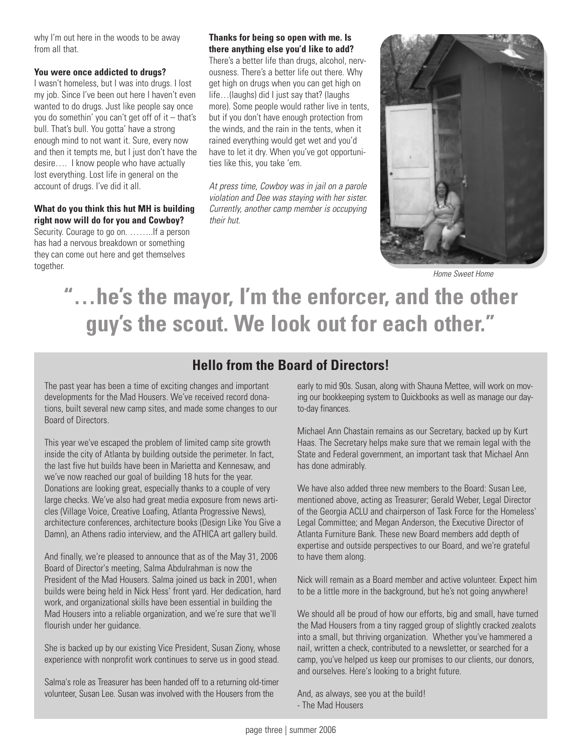why I'm out here in the woods to be away from all that.

**You were once addicted to drugs?**

I wasn't homeless, but I was into drugs. I lost my job. Since I've been out here I haven't even wanted to do drugs. Just like people say once you do somethin' you can't get off of it – that's bull. That's bull. You gotta' have a strong enough mind to not want it. Sure, every now and then it tempts me, but I just don't have the desire…. I know people who have actually lost everything. Lost life in general on the account of drugs. I've did it all.

**What do you think this hut MH is building right now will do for you and Cowboy?**

Security. Courage to go on. ……..If a person has had a nervous breakdown or something they can come out here and get themselves together.

**Thanks for being so open with me. Is there anything else you'd like to add?**

There's a better life than drugs, alcohol, nervousness. There's a better life out there. Why get high on drugs when you can get high on life…(laughs) did I just say that? (laughs more). Some people would rather live in tents, but if you don't have enough protection from the winds, and the rain in the tents, when it rained everything would get wet and you'd have to let it dry. When you've got opportunities like this, you take 'em.

*At press time, Cowboy was in jail on a parole violation and Dee was staying with her sister. Currently, another camp member is occupying their hut.*

*Home Sweet Home*

# "…he's the mayor, I'm the enforcer, and the other guy's the scout. We look out for each other."

## Hello from the Board of Directors!

The past year has been a time of exciting changes and important developments for the Mad Housers. We've received record donations, built several new camp sites, and made some changes to our Board of Directors.

This year we've escaped the problem of limited camp site growth inside the city of Atlanta by building outside the perimeter. In fact, the last five hut builds have been in Marietta and Kennesaw, and we've now reached our goal of building 18 huts for the year. Donations are looking great, especially thanks to a couple of very large checks. We've also had great media exposure from news articles (Village Voice, Creative Loafing, Atlanta Progressive News), architecture conferences, architecture books (Design Like You Give a Damn), an Athens radio interview, and the ATHICA art gallery build.

And finally, we're pleased to announce that as of the May 31, 2006 Board of Director's meeting, Salma Abdulrahman is now the President of the Mad Housers. Salma joined us back in 2001, when builds were being held in Nick Hess' front yard. Her dedication, hard work, and organizational skills have been essential in building the Mad Housers into a reliable organization, and we're sure that we'll flourish under her guidance.

She is backed up by our existing Vice President, Susan Ziony, whose experience with nonprofit work continues to serve us in good stead.

Salma's role as Treasurer has been handed off to a returning old-timer volunteer, Susan Lee. Susan was involved with the Housers from the early to mid 90s. Susan, along with Shauna Mettee, will work on moving our bookkeeping system to Quickbooks as well as manage our day-to-day finances.

Michael Ann Chastain remains as our Secretary, backed up by Kurt Haas. The Secretary helps make sure that we remain legal with the State and Federal government, an important task that Michael Ann has done admirably.

We have also added three new members to the Board: Susan Lee, mentioned above, acting as Treasurer; Gerald Weber, Legal Director of the Georgia ACLU and chairperson of Task Force for the Homeless' Legal Committee; and Megan Anderson, the Executive Director of Atlanta Furniture Bank. These new Board members add depth of expertise and outside perspectives to our Board, and we're grateful to have them along.

Nick will remain as a Board member and active volunteer. Expect him to be a little more in the background, but he's not going anywhere!

We should all be proud of how our efforts, big and small, have turned the Mad Housers from a tiny ragged group of slightly cracked zealots into a small, but thriving organization. Whether you've hammered a nail, written a check, contributed to a newsletter, or searched for a camp, you've helped us keep our promises to our clients, our donors, and ourselves. Here's looking to a bright future.

And, as always, see you at the build!
- The Mad Housers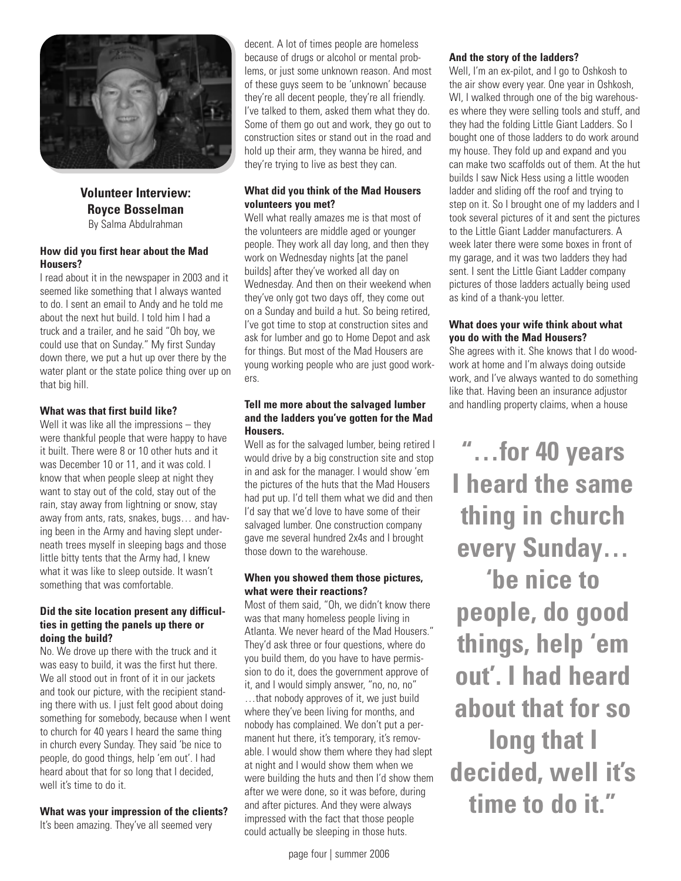## Volunteer Interview: Royce Bosselman

By Salma Abdulrahman

**How did you first hear about the Mad Housers?**

I read about it in the newspaper in 2003 and it seemed like something that I always wanted to do. I sent an email to Andy and he told me about the next hut build. I told him I had a truck and a trailer, and he said "Oh boy, we could use that on Sunday." My first Sunday down there, we put a hut up over there by the water plant or the state police thing over up on that big hill.

**What was that first build like?**

Well it was like all the impressions – they were thankful people that were happy to have it built. There were 8 or 10 other huts and it was December 10 or 11, and it was cold. I know that when people sleep at night they want to stay out of the cold, stay out of the rain, stay away from lightning or snow, stay away from ants, rats, snakes, bugs… and having been in the Army and having slept underneath trees myself in sleeping bags and those little bitty tents that the Army had, I knew what it was like to sleep outside. It wasn't something that was comfortable.

**Did the site location present any difficulties in getting the panels up there or doing the build?**

No. We drove up there with the truck and it was easy to build, it was the first hut there. We all stood out in front of it in our jackets and took our picture, with the recipient standing there with us. I just felt good about doing something for somebody, because when I went to church for 40 years I heard the same thing in church every Sunday. They said 'be nice to people, do good things, help 'em out'. I had heard about that for so long that I decided, well it's time to do it.

**What was your impression of the clients?**

It's been amazing. They've all seemed very decent. A lot of times people are homeless because of drugs or alcohol or mental problems, or just some unknown reason. And most of these guys seem to be 'unknown' because they're all decent people, they're all friendly. I've talked to them, asked them what they do. Some of them go out and work, they go out to construction sites or stand out in the road and hold up their arm, they wanna be hired, and they're trying to live as best they can.

**What did you think of the Mad Housers volunteers you met?**

Well what really amazes me is that most of the volunteers are middle aged or younger people. They work all day long, and then they work on Wednesday nights [at the panel builds] after they've worked all day on Wednesday. And then on their weekend when they've only got two days off, they come out on a Sunday and build a hut. So being retired, I've got time to stop at construction sites and ask for lumber and go to Home Depot and ask for things. But most of the Mad Housers are young working people who are just good workers.

**Tell me more about the salvaged lumber and the ladders you've gotten for the Mad Housers.**

Well as for the salvaged lumber, being retired I would drive by a big construction site and stop in and ask for the manager. I would show 'em the pictures of the huts that the Mad Housers had put up. I'd tell them what we did and then I'd say that we'd love to have some of their salvaged lumber. One construction company gave me several hundred 2x4s and I brought those down to the warehouse.

**When you showed them those pictures, what were their reactions?**

Most of them said, "Oh, we didn't know there was that many homeless people living in Atlanta. We never heard of the Mad Housers." They'd ask three or four questions, where do you build them, do you have to have permission to do it, does the government approve of it, and I would simply answer, "no, no, no" …that nobody approves of it, we just build where they've been living for months, and nobody has complained. We don't put a permanent hut there, it's temporary, it's removable. I would show them where they had slept at night and I would show them when we were building the huts and then I'd show them after we were done, so it was before, during and after pictures. And they were always impressed with the fact that those people could actually be sleeping in those huts.

**And the story of the ladders?**

Well, I'm an ex-pilot, and I go to Oshkosh to the air show every year. One year in Oshkosh, WI, I walked through one of the big warehouses where they were selling tools and stuff, and they had the folding Little Giant Ladders. So I bought one of those ladders to do work around my house. They fold up and expand and you can make two scaffolds out of them. At the hut builds I saw Nick Hess using a little wooden ladder and sliding off the roof and trying to step on it. So I brought one of my ladders and I took several pictures of it and sent the pictures to the Little Giant Ladder manufacturers. A week later there were some boxes in front of my garage, and it was two ladders they had sent. I sent the Little Giant Ladder company pictures of those ladders actually being used as kind of a thank-you letter.

**What does your wife think about what you do with the Mad Housers?**

She agrees with it. She knows that I do woodwork at home and I'm always doing outside work, and I've always wanted to do something like that. Having been an insurance adjustor and handling property claims, when a house

> **"…for 40 years I heard the same thing in church every Sunday… 'be nice to people, do good things, help 'em out'. I had heard about that for so long that I decided, well it's time to do it."**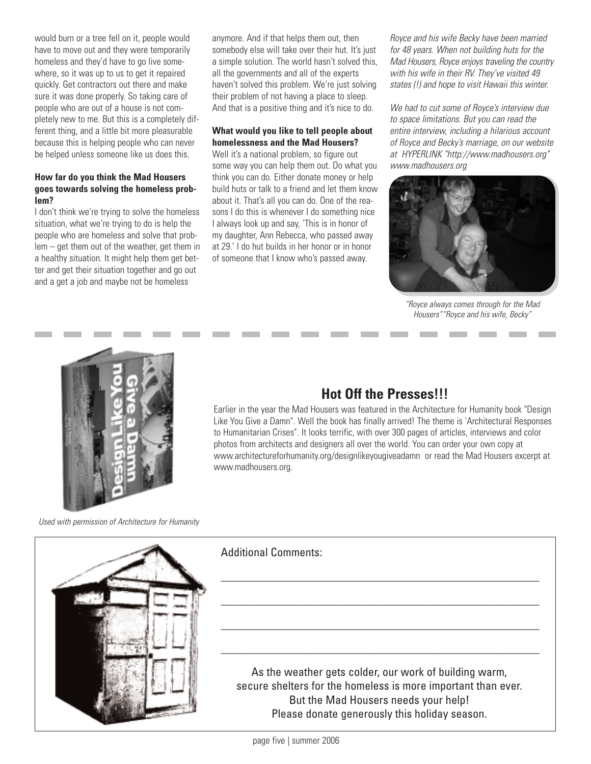would burn or a tree fell on it, people would have to move out and they were temporarily homeless and they'd have to go live somewhere, so it was up to us to get it repaired quickly. Get contractors out there and make sure it was done properly. So taking care of people who are out of a house is not completely new to me. But this is a completely different thing, and a little bit more pleasurable because this is helping people who can never be helped unless someone like us does this.

**How far do you think the Mad Housers goes towards solving the homeless problem?**

I don't think we're trying to solve the homeless situation, what we're trying to do is help the people who are homeless and solve that problem – get them out of the weather, get them in a healthy situation. It might help them get better and get their situation together and go out and a get a job and maybe not be homeless anymore. And if that helps them out, then somebody else will take over their hut. It's just a simple solution. The world hasn't solved this, all the governments and all of the experts haven't solved this problem. We're just solving their problem of not having a place to sleep. And that is a positive thing and it's nice to do.

**What would you like to tell people about homelessness and the Mad Housers?**

Well it's a national problem, so figure out some way you can help them out. Do what you think you can do. Either donate money or help build huts or talk to a friend and let them know about it. That's all you can do. One of the reasons I do this is whenever I do something nice I always look up and say, 'This is in honor of my daughter, Ann Rebecca, who passed away at 29.' I do hut builds in her honor or in honor of someone that I know who's passed away.

*Royce and his wife Becky have been married for 48 years. When not building huts for the Mad Housers, Royce enjoys traveling the country with his wife in their RV. They've visited 49 states (!) and hope to visit Hawaii this winter.*

*We had to cut some of Royce's interview due to space limitations. But you can read the entire interview, including a hilarious account of Royce and Becky's marriage, on our website at HYPERLINK "http://www.madhousers.org" www.madhousers.org*

*"Royce always comes through for the Mad Housers""Royce and his wife, Becky"*

## Hot Off the Presses!!!

Earlier in the year the Mad Housers was featured in the Architecture for Humanity book "Design Like You Give a Damn". Well the book has finally arrived! The theme is 'Architectural Responses to Humanitarian Crises". It looks terrific, with over 300 pages of articles, interviews and color photos from architects and designers all over the world. You can order your own copy at www.architectureforhumanity.org/designlikeyougiveadamn or read the Mad Housers excerpt at www.madhousers.org.

*Used with permission of Architecture for Humanity*

Additional Comments:

\_\_\_\_\_\_\_\_\_\_\_\_\_\_\_\_\_\_\_\_\_\_\_\_\_\_\_\_\_\_\_\_\_\_\_\_\_\_\_\_\_\_\_\_\_\_\_\_\_\_\_\_\_\_\_\_

\_\_\_\_\_\_\_\_\_\_\_\_\_\_\_\_\_\_\_\_\_\_\_\_\_\_\_\_\_\_\_\_\_\_\_\_\_\_\_\_\_\_\_\_\_\_\_\_\_\_\_\_\_\_\_\_

\_\_\_\_\_\_\_\_\_\_\_\_\_\_\_\_\_\_\_\_\_\_\_\_\_\_\_\_\_\_\_\_\_\_\_\_\_\_\_\_\_\_\_\_\_\_\_\_\_\_\_\_\_\_\_\_

\_\_\_\_\_\_\_\_\_\_\_\_\_\_\_\_\_\_\_\_\_\_\_\_\_\_\_\_\_\_\_\_\_\_\_\_\_\_\_\_\_\_\_\_\_\_\_\_\_\_\_\_\_\_\_\_

As the weather gets colder, our work of building warm, secure shelters for the homeless is more important than ever. But the Mad Housers needs your help! Please donate generously this holiday season.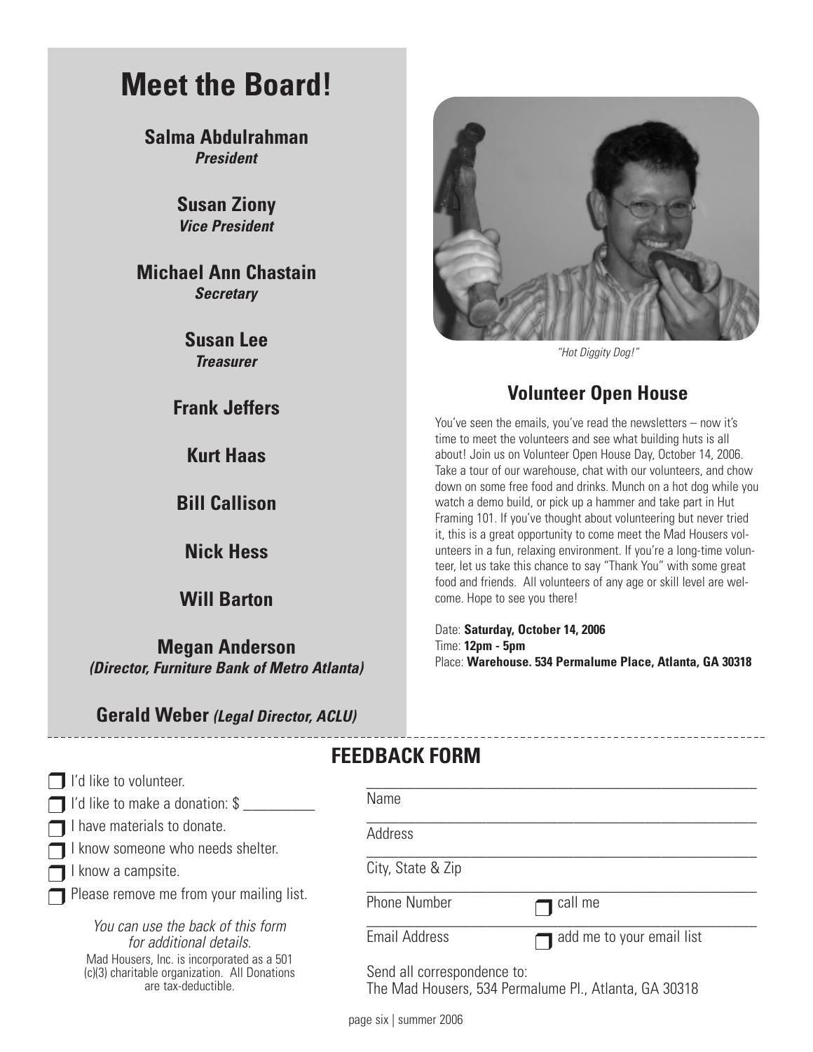# Meet the Board!

**Salma Abdulrahman**
***President***

**Susan Ziony**
***Vice President***

**Michael Ann Chastain**
***Secretary***

**Susan Lee**
***Treasurer***

**Frank Jeffers**

**Kurt Haas**

**Bill Callison**

**Nick Hess**

**Will Barton**

**Megan Anderson**
***(Director, Furniture Bank of Metro Atlanta)***

**Gerald Weber** ***(Legal Director, ACLU)***

*"Hot Diggity Dog!"*

## Volunteer Open House

You've seen the emails, you've read the newsletters – now it's time to meet the volunteers and see what building huts is all about! Join us on Volunteer Open House Day, October 14, 2006. Take a tour of our warehouse, chat with our volunteers, and chow down on some free food and drinks. Munch on a hot dog while you watch a demo build, or pick up a hammer and take part in Hut Framing 101. If you've thought about volunteering but never tried it, this is a great opportunity to come meet the Mad Housers volunteers in a fun, relaxing environment. If you're a long-time volunteer, let us take this chance to say "Thank You" with some great food and friends. All volunteers of any age or skill level are welcome. Hope to see you there!

Date: **Saturday, October 14, 2006**
Time: **12pm - 5pm**
Place: **Warehouse. 534 Permalume Place, Atlanta, GA 30318**

## FEEDBACK FORM

- ❒ I'd like to volunteer.
- ❒ I'd like to make a donation: $ __________
- ❒ I have materials to donate.
- ❒ I know someone who needs shelter.
- ❒ I know a campsite.
- ❒ Please remove me from your mailing list.

*You can use the back of this form for additional details.*

Mad Housers, Inc. is incorporated as a 501 (c)(3) charitable organization. All Donations are tax-deductible.

________________________________________
Name

________________________________________
Address

________________________________________
City, State & Zip

________________________________________
Phone Number ❒ call me

________________________________________
Email Address ❒ add me to your email list

Send all correspondence to:
The Mad Housers, 534 Permalume Pl., Atlanta, GA 30318